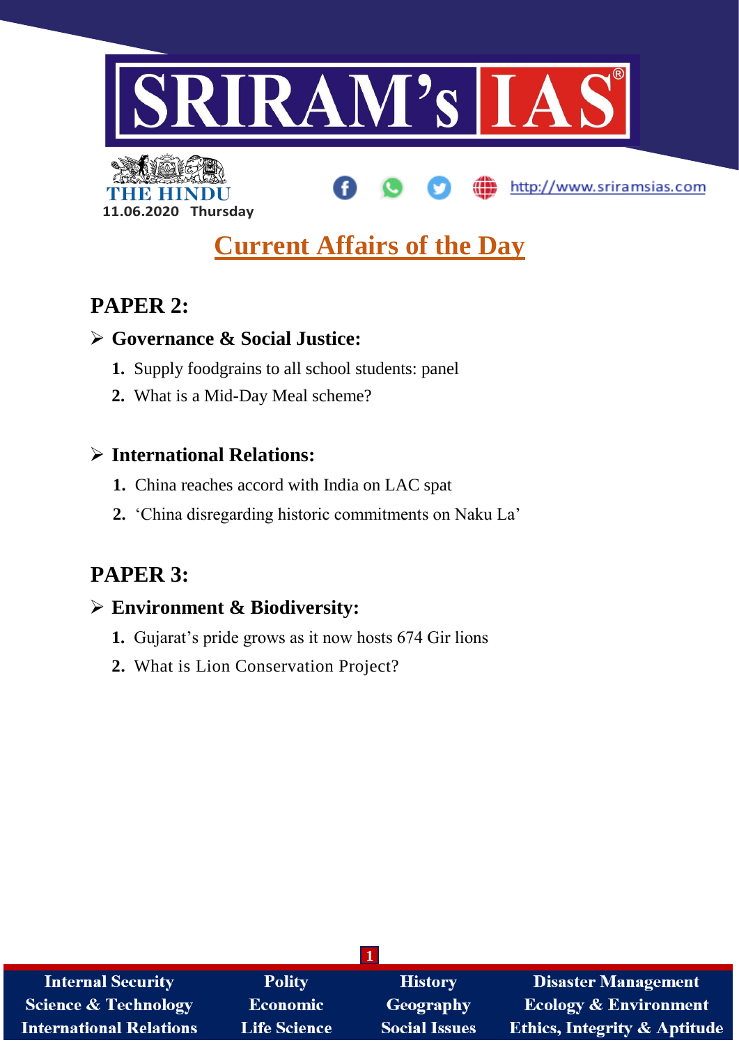# SRIRAM's IAS

THE HINDU
11.06.2020 Thursday

http://www.sriramsias.com

## Current Affairs of the Day

## PAPER 2:

### ➢ Governance & Social Justice:

1. Supply foodgrains to all school students: panel
2. What is a Mid-Day Meal scheme?

### ➢ International Relations:

1. China reaches accord with India on LAC spat
2. 'China disregarding historic commitments on Naku La'

## PAPER 3:

### ➢ Environment & Biodiversity:

1. Gujarat's pride grows as it now hosts 674 Gir lions
2. What is Lion Conservation Project?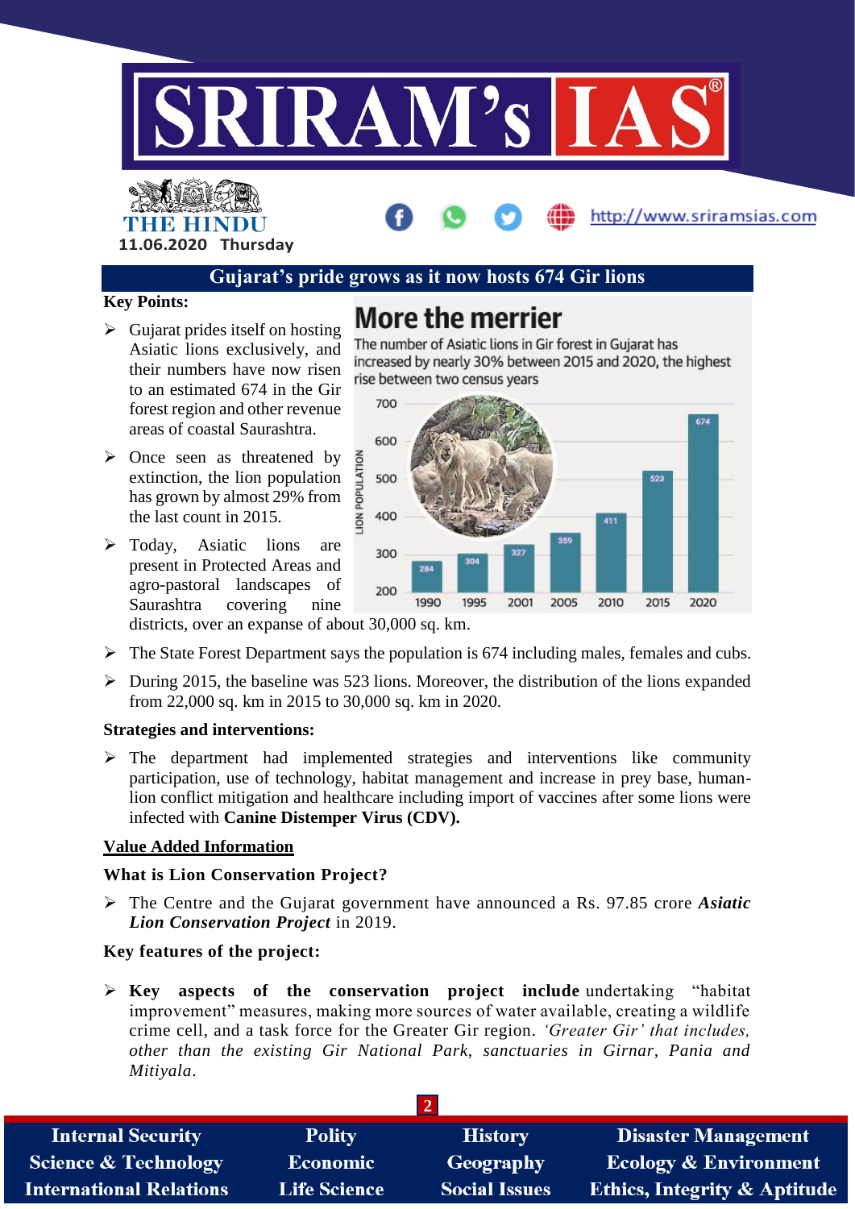## Gujarat's pride grows as it now hosts 674 Gir lions

**Key Points:**

- Gujarat prides itself on hosting Asiatic lions exclusively, and their numbers have now risen to an estimated 674 in the Gir forest region and other revenue areas of coastal Saurashtra.
- Once seen as threatened by extinction, the lion population has grown by almost 29% from the last count in 2015.
- Today, Asiatic lions are present in Protected Areas and agro-pastoral landscapes of Saurashtra covering nine districts, over an expanse of about 30,000 sq. km.

**More the merrier**

The number of Asiatic lions in Gir forest in Gujarat has increased by nearly 30% between 2015 and 2020, the highest rise between two census years

| Year | Lion Population |
|---|---|
| 1990 | 284 |
| 1995 | 304 |
| 2001 | 327 |
| 2005 | 359 |
| 2010 | 411 |
| 2015 | 523 |
| 2020 | 674 |

- The State Forest Department says the population is 674 including males, females and cubs.
- During 2015, the baseline was 523 lions. Moreover, the distribution of the lions expanded from 22,000 sq. km in 2015 to 30,000 sq. km in 2020.

**Strategies and interventions:**

- The department had implemented strategies and interventions like community participation, use of technology, habitat management and increase in prey base, human-lion conflict mitigation and healthcare including import of vaccines after some lions were infected with **Canine Distemper Virus (CDV).**

**Value Added Information**

**What is Lion Conservation Project?**

- The Centre and the Gujarat government have announced a Rs. 97.85 crore ***Asiatic Lion Conservation Project*** in 2019.

**Key features of the project:**

- **Key aspects of the conservation project include** undertaking "habitat improvement" measures, making more sources of water available, creating a wildlife crime cell, and a task force for the Greater Gir region. *'Greater Gir' that includes, other than the existing Gir National Park, sanctuaries in Girnar, Pania and Mitiyala.*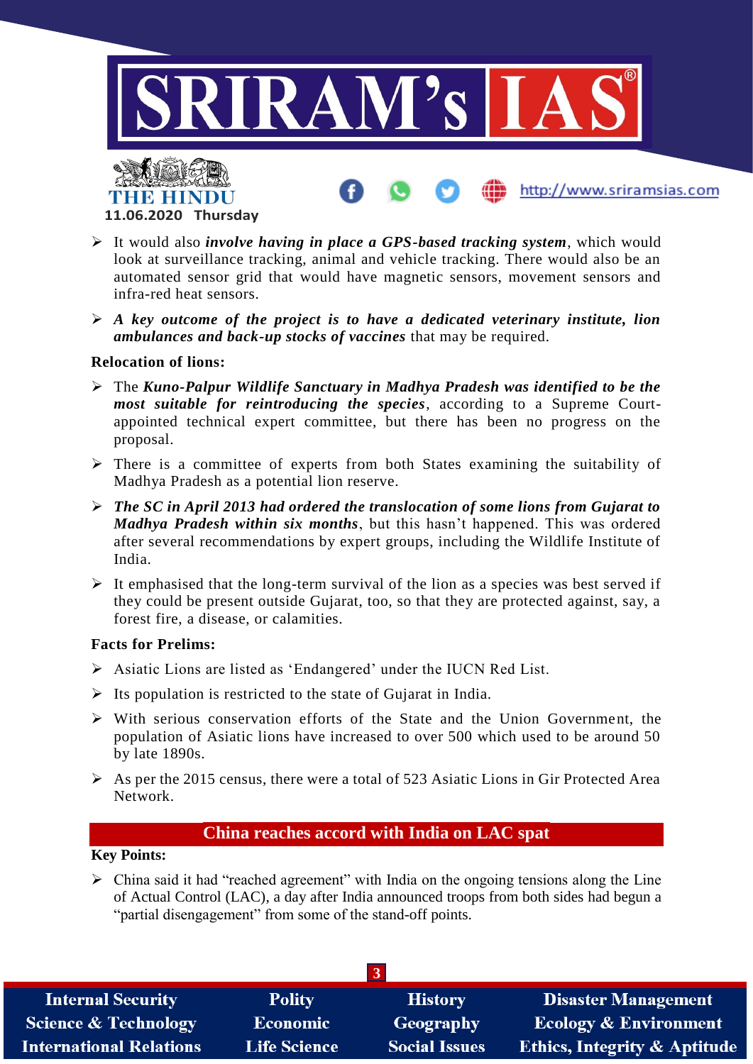- It would also ***involve having in place a GPS-based tracking system***, which would look at surveillance tracking, animal and vehicle tracking. There would also be an automated sensor grid that would have magnetic sensors, movement sensors and infra-red heat sensors.
- ***A key outcome of the project is to have a dedicated veterinary institute, lion ambulances and back-up stocks of vaccines*** that may be required.

**Relocation of lions:**

- The ***Kuno-Palpur Wildlife Sanctuary in Madhya Pradesh was identified to be the most suitable for reintroducing the species***, according to a Supreme Court-appointed technical expert committee, but there has been no progress on the proposal.
- There is a committee of experts from both States examining the suitability of Madhya Pradesh as a potential lion reserve.
- ***The SC in April 2013 had ordered the translocation of some lions from Gujarat to Madhya Pradesh within six months***, but this hasn't happened. This was ordered after several recommendations by expert groups, including the Wildlife Institute of India.
- It emphasised that the long-term survival of the lion as a species was best served if they could be present outside Gujarat, too, so that they are protected against, say, a forest fire, a disease, or calamities.

**Facts for Prelims:**

- Asiatic Lions are listed as 'Endangered' under the IUCN Red List.
- Its population is restricted to the state of Gujarat in India.
- With serious conservation efforts of the State and the Union Government, the population of Asiatic lions have increased to over 500 which used to be around 50 by late 1890s.
- As per the 2015 census, there were a total of 523 Asiatic Lions in Gir Protected Area Network.

## China reaches accord with India on LAC spat

**Key Points:**

- China said it had "reached agreement" with India on the ongoing tensions along the Line of Actual Control (LAC), a day after India announced troops from both sides had begun a "partial disengagement" from some of the stand-off points.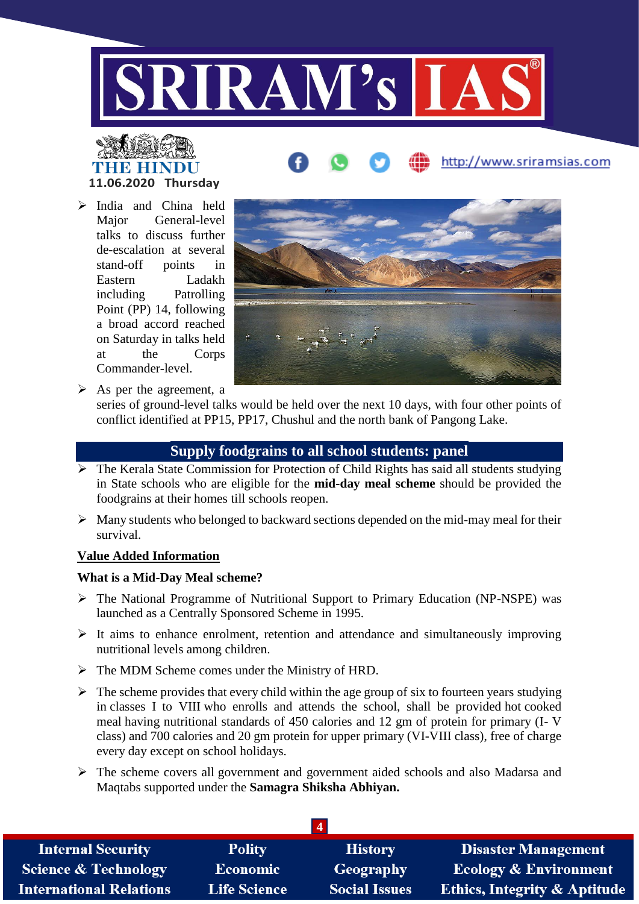- India and China held Major General-level talks to discuss further de-escalation at several stand-off points in Eastern Ladakh including Patrolling Point (PP) 14, following a broad accord reached on Saturday in talks held at the Corps Commander-level.
- As per the agreement, a series of ground-level talks would be held over the next 10 days, with four other points of conflict identified at PP15, PP17, Chushul and the north bank of Pangong Lake.

## Supply foodgrains to all school students: panel

- The Kerala State Commission for Protection of Child Rights has said all students studying in State schools who are eligible for the **mid-day meal scheme** should be provided the foodgrains at their homes till schools reopen.
- Many students who belonged to backward sections depended on the mid-may meal for their survival.

**Value Added Information**

**What is a Mid-Day Meal scheme?**

- The National Programme of Nutritional Support to Primary Education (NP-NSPE) was launched as a Centrally Sponsored Scheme in 1995.
- It aims to enhance enrolment, retention and attendance and simultaneously improving nutritional levels among children.
- The MDM Scheme comes under the Ministry of HRD.
- The scheme provides that every child within the age group of six to fourteen years studying in classes I to VIII who enrolls and attends the school, shall be provided hot cooked meal having nutritional standards of 450 calories and 12 gm of protein for primary (I- V class) and 700 calories and 20 gm protein for upper primary (VI-VIII class), free of charge every day except on school holidays.
- The scheme covers all government and government aided schools and also Madarsa and Maqtabs supported under the **Samagra Shiksha Abhiyan.**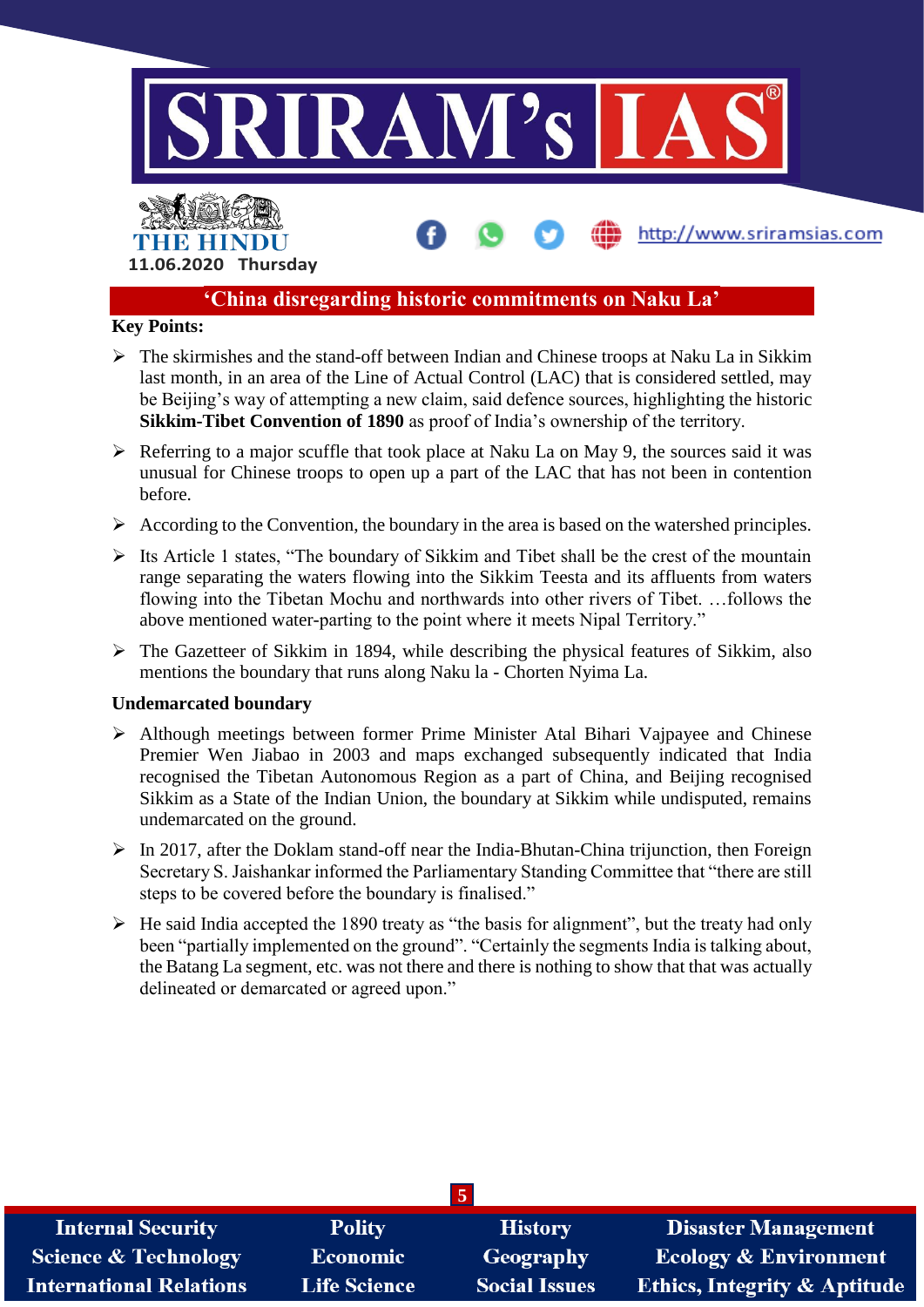## 'China disregarding historic commitments on Naku La'

**Key Points:**

- The skirmishes and the stand-off between Indian and Chinese troops at Naku La in Sikkim last month, in an area of the Line of Actual Control (LAC) that is considered settled, may be Beijing's way of attempting a new claim, said defence sources, highlighting the historic **Sikkim-Tibet Convention of 1890** as proof of India's ownership of the territory.
- Referring to a major scuffle that took place at Naku La on May 9, the sources said it was unusual for Chinese troops to open up a part of the LAC that has not been in contention before.
- According to the Convention, the boundary in the area is based on the watershed principles.
- Its Article 1 states, "The boundary of Sikkim and Tibet shall be the crest of the mountain range separating the waters flowing into the Sikkim Teesta and its affluents from waters flowing into the Tibetan Mochu and northwards into other rivers of Tibet. …follows the above mentioned water-parting to the point where it meets Nipal Territory."
- The Gazetteer of Sikkim in 1894, while describing the physical features of Sikkim, also mentions the boundary that runs along Naku la - Chorten Nyima La.

**Undemarcated boundary**

- Although meetings between former Prime Minister Atal Bihari Vajpayee and Chinese Premier Wen Jiabao in 2003 and maps exchanged subsequently indicated that India recognised the Tibetan Autonomous Region as a part of China, and Beijing recognised Sikkim as a State of the Indian Union, the boundary at Sikkim while undisputed, remains undemarcated on the ground.
- In 2017, after the Doklam stand-off near the India-Bhutan-China trijunction, then Foreign Secretary S. Jaishankar informed the Parliamentary Standing Committee that "there are still steps to be covered before the boundary is finalised."
- He said India accepted the 1890 treaty as "the basis for alignment", but the treaty had only been "partially implemented on the ground". "Certainly the segments India is talking about, the Batang La segment, etc. was not there and there is nothing to show that that was actually delineated or demarcated or agreed upon."